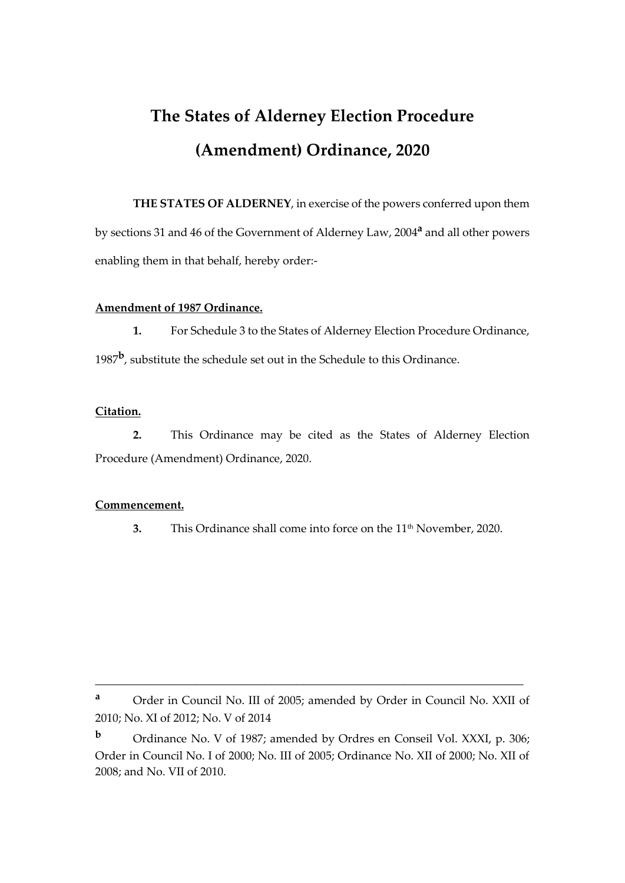# The States of Alderney Election Procedure (Amendment) Ordinance, 2020

**THE STATES OF ALDERNEY**, in exercise of the powers conferred upon them by sections 31 and 46 of the Government of Alderney Law, 2004[a] and all other powers enabling them in that behalf, hereby order:-

**Amendment of 1987 Ordinance.**

**1.** For Schedule 3 to the States of Alderney Election Procedure Ordinance, 1987[b], substitute the schedule set out in the Schedule to this Ordinance.

**Citation.**

**2.** This Ordinance may be cited as the States of Alderney Election Procedure (Amendment) Ordinance, 2020.

**Commencement.**

**3.** This Ordinance shall come into force on the 11th November, 2020.

---

[a] Order in Council No. III of 2005; amended by Order in Council No. XXII of 2010; No. XI of 2012; No. V of 2014

[b] Ordinance No. V of 1987; amended by Ordres en Conseil Vol. XXXI, p. 306; Order in Council No. I of 2000; No. III of 2005; Ordinance No. XII of 2000; No. XII of 2008; and No. VII of 2010.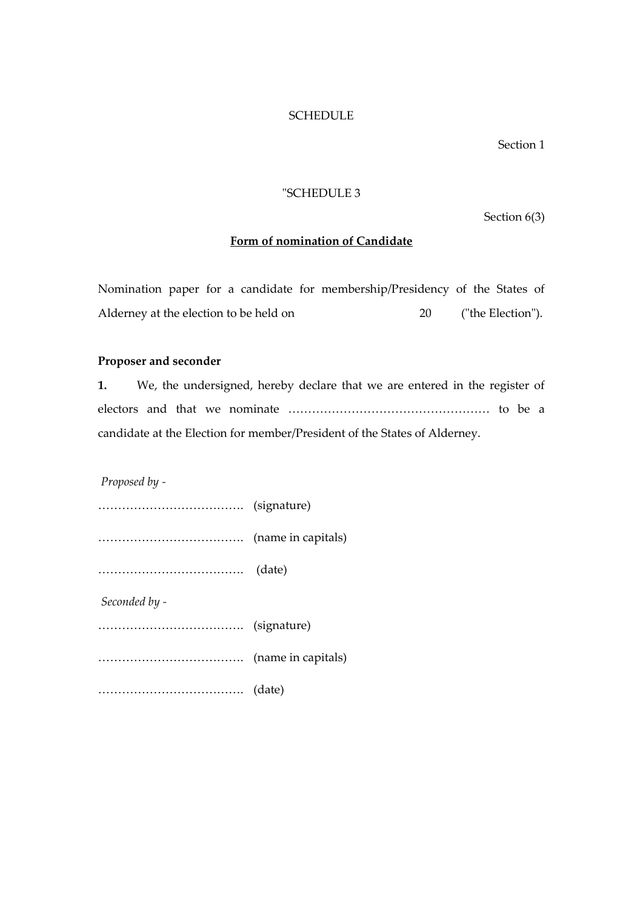SCHEDULE

Section 1

"SCHEDULE 3

Section 6(3)

**Form of nomination of Candidate**

Nomination paper for a candidate for membership/Presidency of the States of Alderney at the election to be held on 20 ("the Election").

**Proposer and seconder**

**1.** We, the undersigned, hereby declare that we are entered in the register of electors and that we nominate …………………………………………… to be a candidate at the Election for member/President of the States of Alderney.

*Proposed by -*

………………………………. (signature)

………………………………. (name in capitals)

………………………………. (date)

*Seconded by -*

………………………………. (signature)

………………………………. (name in capitals)

………………………………. (date)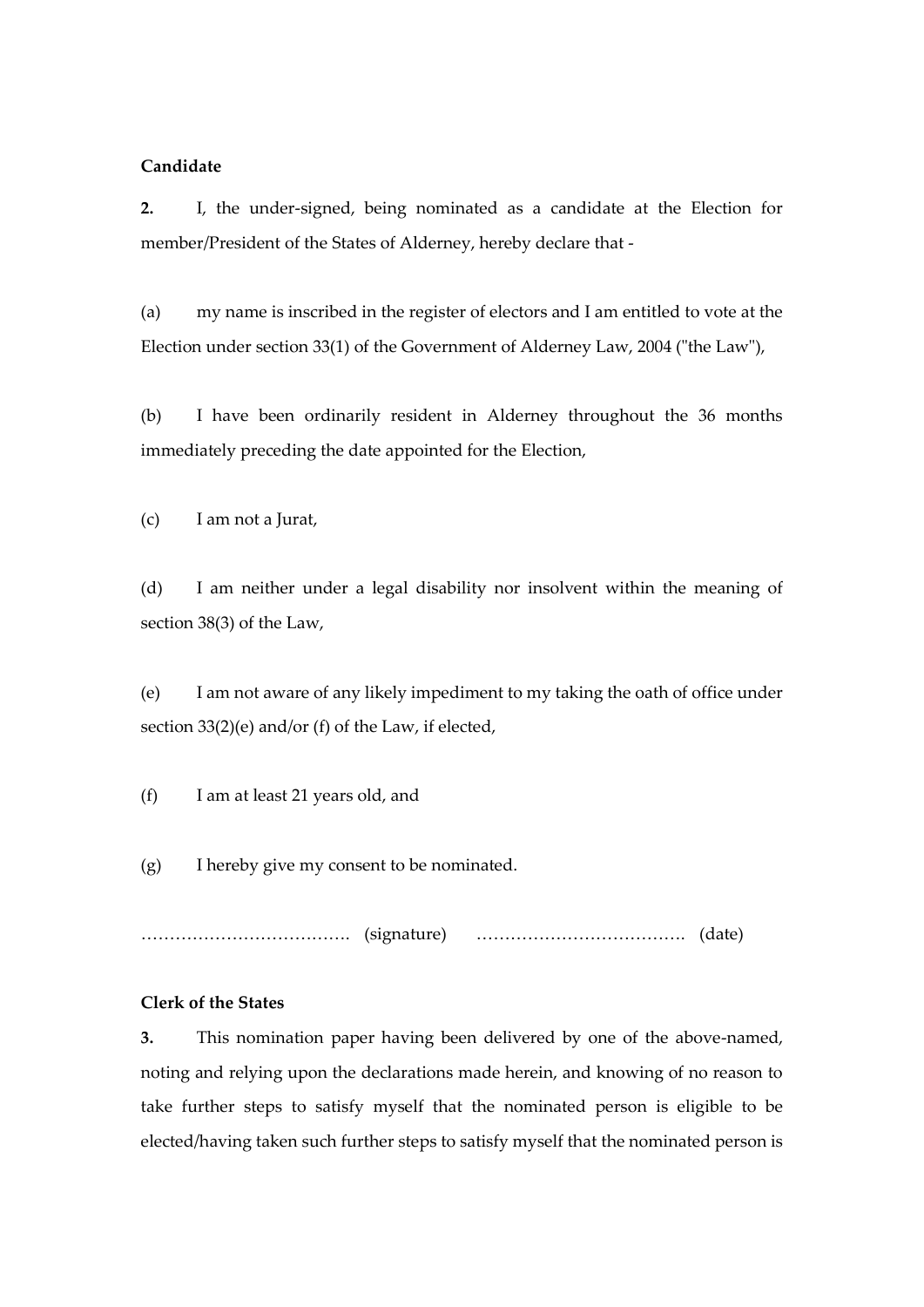**Candidate**

**2.** I, the under-signed, being nominated as a candidate at the Election for member/President of the States of Alderney, hereby declare that -

(a) my name is inscribed in the register of electors and I am entitled to vote at the Election under section 33(1) of the Government of Alderney Law, 2004 ("the Law"),

(b) I have been ordinarily resident in Alderney throughout the 36 months immediately preceding the date appointed for the Election,

(c) I am not a Jurat,

(d) I am neither under a legal disability nor insolvent within the meaning of section 38(3) of the Law,

(e) I am not aware of any likely impediment to my taking the oath of office under section 33(2)(e) and/or (f) of the Law, if elected,

(f) I am at least 21 years old, and

(g) I hereby give my consent to be nominated.

………………………………. (signature) ………………………………. (date)

**Clerk of the States**

**3.** This nomination paper having been delivered by one of the above-named, noting and relying upon the declarations made herein, and knowing of no reason to take further steps to satisfy myself that the nominated person is eligible to be elected/having taken such further steps to satisfy myself that the nominated person is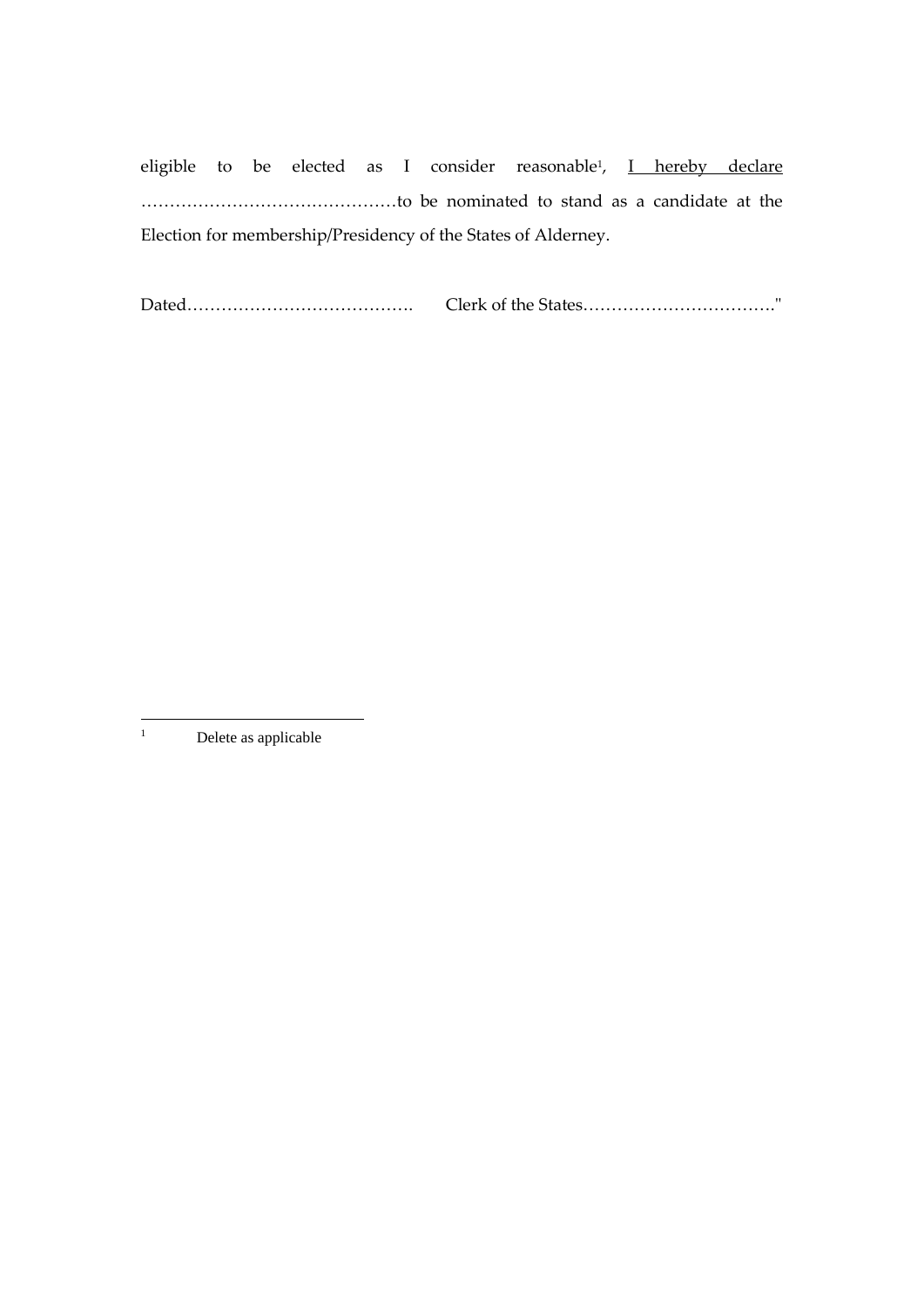eligible to be elected as I consider reasonable[1], <u>I hereby declare</u> ………………………………………to be nominated to stand as a candidate at the Election for membership/Presidency of the States of Alderney.

Dated…………………………………. Clerk of the States……………………………."

---

[1] Delete as applicable